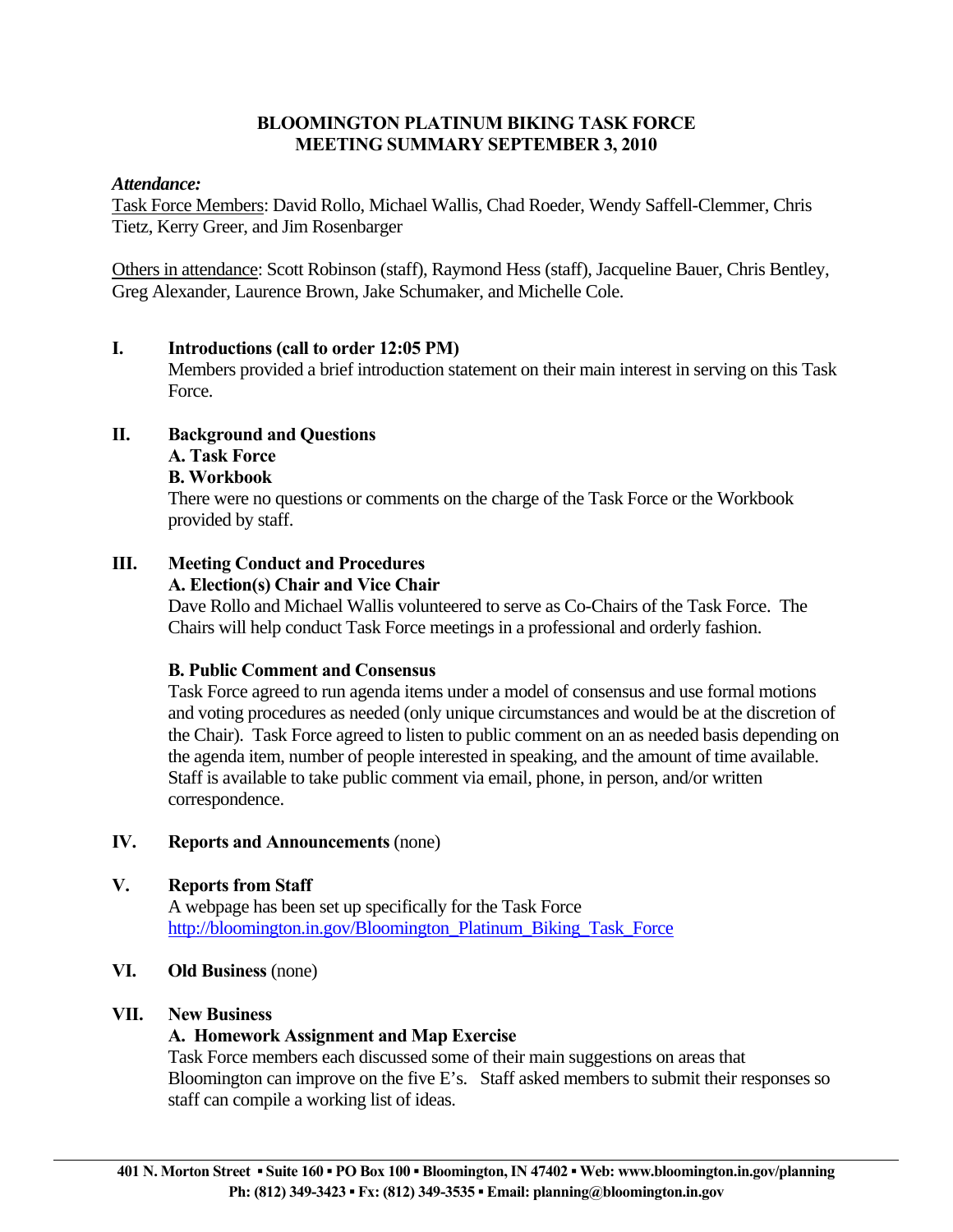# BLOOMINGTON PLATINUM BIKING TASK FORCE
## MEETING SUMMARY SEPTEMBER 3, 2010

***Attendance:***

Task Force Members: David Rollo, Michael Wallis, Chad Roeder, Wendy Saffell-Clemmer, Chris Tietz, Kerry Greer, and Jim Rosenbarger

Others in attendance: Scott Robinson (staff), Raymond Hess (staff), Jacqueline Bauer, Chris Bentley, Greg Alexander, Laurence Brown, Jake Schumaker, and Michelle Cole.

### I. Introductions (call to order 12:05 PM)

Members provided a brief introduction statement on their main interest in serving on this Task Force.

### II. Background and Questions

**A. Task Force**

**B. Workbook**

There were no questions or comments on the charge of the Task Force or the Workbook provided by staff.

### III. Meeting Conduct and Procedures

**A. Election(s) Chair and Vice Chair**

Dave Rollo and Michael Wallis volunteered to serve as Co-Chairs of the Task Force. The Chairs will help conduct Task Force meetings in a professional and orderly fashion.

**B. Public Comment and Consensus**

Task Force agreed to run agenda items under a model of consensus and use formal motions and voting procedures as needed (only unique circumstances and would be at the discretion of the Chair). Task Force agreed to listen to public comment on an as needed basis depending on the agenda item, number of people interested in speaking, and the amount of time available. Staff is available to take public comment via email, phone, in person, and/or written correspondence.

### IV. Reports and Announcements (none)

### V. Reports from Staff

A webpage has been set up specifically for the Task Force
http://bloomington.in.gov/Bloomington_Platinum_Biking_Task_Force

### VI. Old Business (none)

### VII. New Business

**A. Homework Assignment and Map Exercise**

Task Force members each discussed some of their main suggestions on areas that Bloomington can improve on the five E's. Staff asked members to submit their responses so staff can compile a working list of ideas.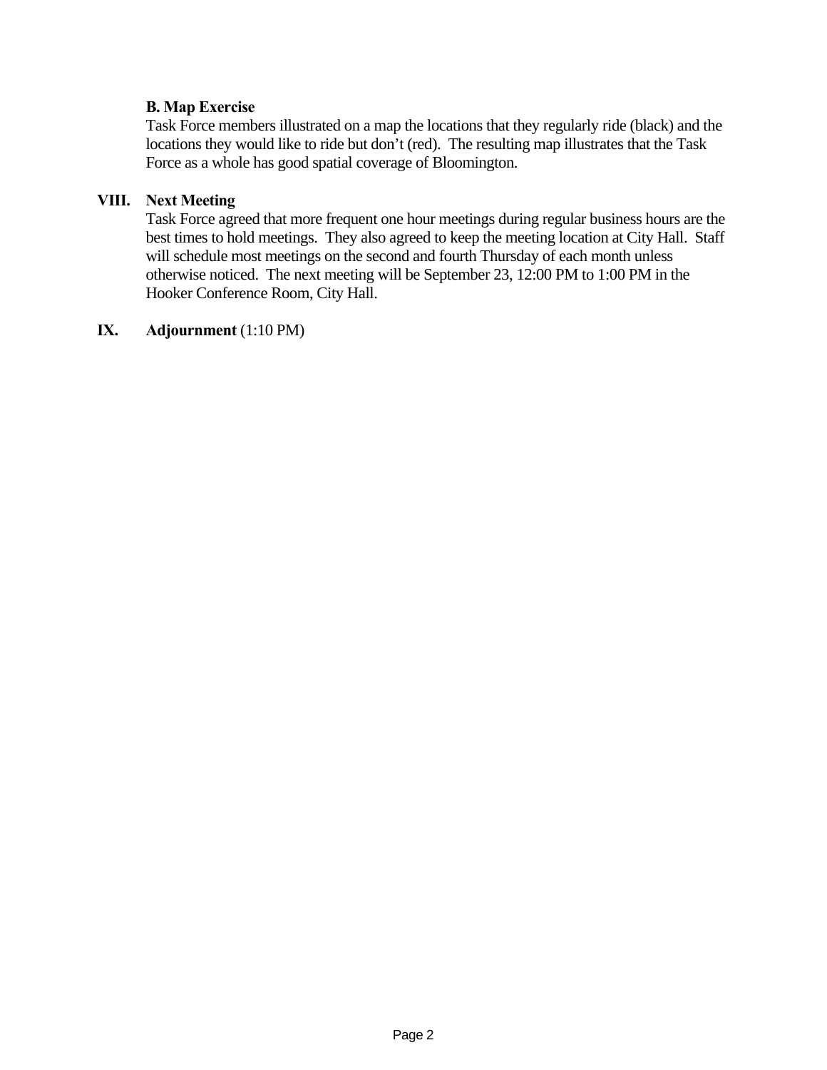**B. Map Exercise**

Task Force members illustrated on a map the locations that they regularly ride (black) and the locations they would like to ride but don't (red). The resulting map illustrates that the Task Force as a whole has good spatial coverage of Bloomington.

**VIII. Next Meeting**

Task Force agreed that more frequent one hour meetings during regular business hours are the best times to hold meetings. They also agreed to keep the meeting location at City Hall. Staff will schedule most meetings on the second and fourth Thursday of each month unless otherwise noticed. The next meeting will be September 23, 12:00 PM to 1:00 PM in the Hooker Conference Room, City Hall.

**IX. Adjournment** (1:10 PM)